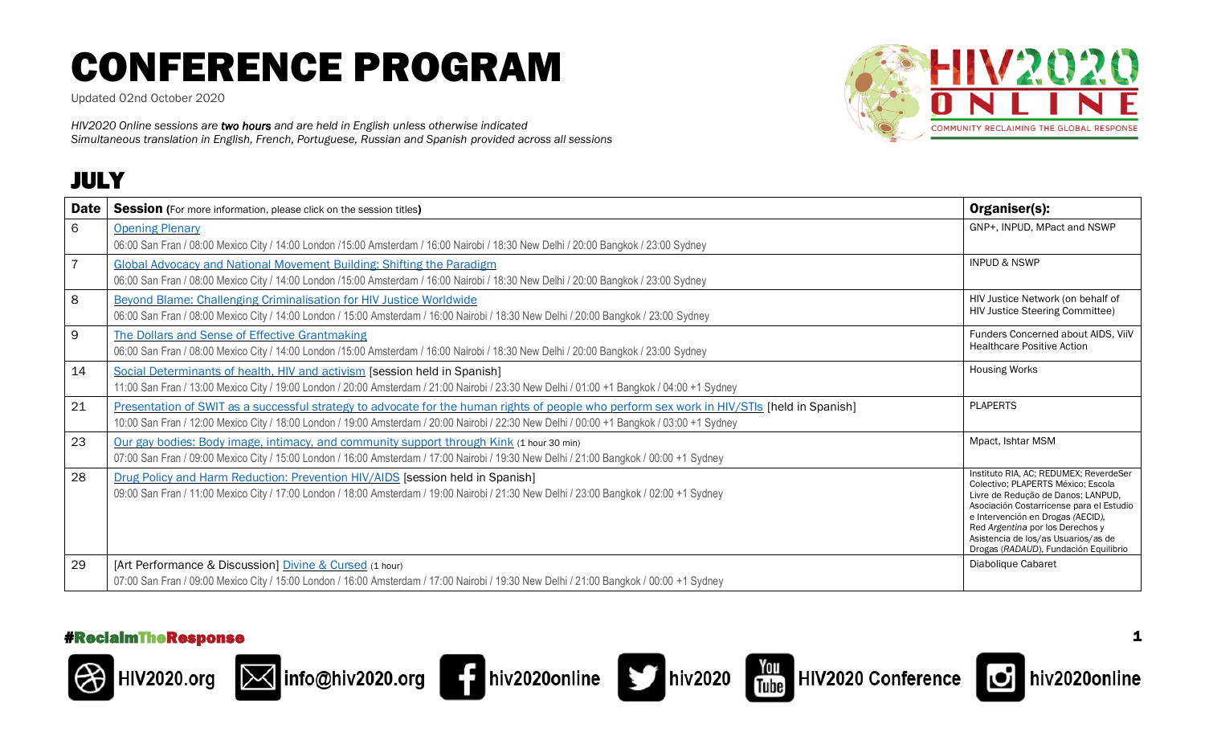# CONFERENCE PROGRAM

Updated 02nd October 2020

*HIV2020 Online sessions are **two hours** and are held in English unless otherwise indicated*
*Simultaneous translation in English, French, Portuguese, Russian and Spanish provided across all sessions*

## JULY

| Date | Session (For more information, please click on the session titles) | Organiser(s): |
|---|---|---|
| 6 | Opening Plenary<br>06:00 San Fran / 08:00 Mexico City / 14:00 London /15:00 Amsterdam / 16:00 Nairobi / 18:30 New Delhi / 20:00 Bangkok / 23:00 Sydney | GNP+, INPUD, MPact and NSWP |
| 7 | Global Advocacy and National Movement Building: Shifting the Paradigm<br>06:00 San Fran / 08:00 Mexico City / 14:00 London /15:00 Amsterdam / 16:00 Nairobi / 18:30 New Delhi / 20:00 Bangkok / 23:00 Sydney | INPUD & NSWP |
| 8 | Beyond Blame: Challenging Criminalisation for HIV Justice Worldwide<br>06:00 San Fran / 08:00 Mexico City / 14:00 London / 15:00 Amsterdam / 16:00 Nairobi / 18:30 New Delhi / 20:00 Bangkok / 23:00 Sydney | HIV Justice Network (on behalf of HIV Justice Steering Committee) |
| 9 | The Dollars and Sense of Effective Grantmaking<br>06:00 San Fran / 08:00 Mexico City / 14:00 London /15:00 Amsterdam / 16:00 Nairobi / 18:30 New Delhi / 20:00 Bangkok / 23:00 Sydney | Funders Concerned about AIDS, ViiV Healthcare Positive Action |
| 14 | Social Determinants of health, HIV and activism [session held in Spanish]<br>11:00 San Fran / 13:00 Mexico City / 19:00 London / 20:00 Amsterdam / 21:00 Nairobi / 23:30 New Delhi / 01:00 +1 Bangkok / 04:00 +1 Sydney | Housing Works |
| 21 | Presentation of SWIT as a successful strategy to advocate for the human rights of people who perform sex work in HIV/STIs [held in Spanish]<br>10:00 San Fran / 12:00 Mexico City / 18:00 London / 19:00 Amsterdam / 20:00 Nairobi / 22:30 New Delhi / 00:00 +1 Bangkok / 03:00 +1 Sydney | PLAPERTS |
| 23 | Our gay bodies: Body image, intimacy, and community support through Kink (1 hour 30 min)<br>07:00 San Fran / 09:00 Mexico City / 15:00 London / 16:00 Amsterdam / 17:00 Nairobi / 19:30 New Delhi / 21:00 Bangkok / 00:00 +1 Sydney | Mpact, Ishtar MSM |
| 28 | Drug Policy and Harm Reduction: Prevention HIV/AIDS [session held in Spanish]<br>09:00 San Fran / 11:00 Mexico City / 17:00 London / 18:00 Amsterdam / 19:00 Nairobi / 21:30 New Delhi / 23:00 Bangkok / 02:00 +1 Sydney | Instituto RIA, AC; REDUMEX; ReverdeSer Colectivo; PLAPERTS México; Escola Livre de Redução de Danos; LANPUD, Asociación Costarricense para el Estudio e Intervención en Drogas (AECID), Red *Argentina* por los Derechos y Asistencia de los/as Usuarios/as de Drogas (*RADAUD*), Fundación Equilibrio |
| 29 | [Art Performance & Discussion] Divine & Cursed (1 hour)<br>07:00 San Fran / 09:00 Mexico City / 15:00 London / 16:00 Amsterdam / 17:00 Nairobi / 19:30 New Delhi / 21:00 Bangkok / 00:00 +1 Sydney | Diabolique Cabaret |

#ReclaimTheResponse

HIV2020.org | info@hiv2020.org | hiv2020online | hiv2020 | HIV2020 Conference | hiv2020online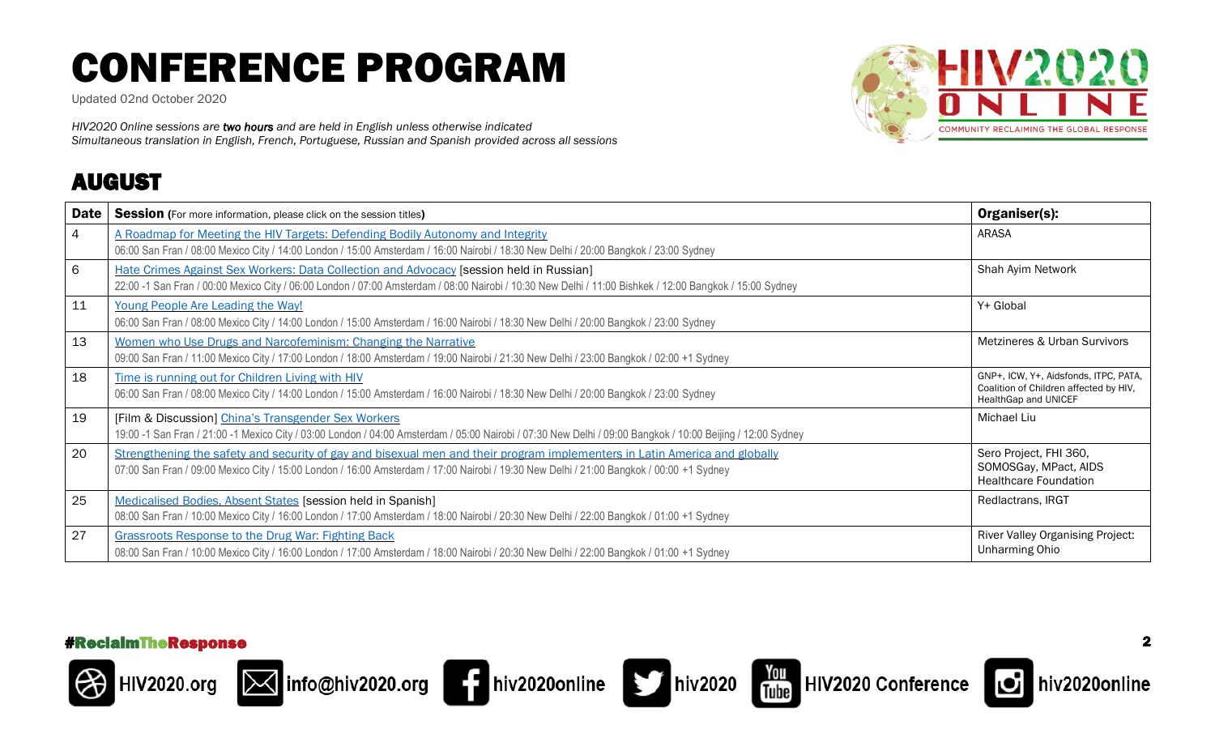# CONFERENCE PROGRAM

Updated 02nd October 2020

*HIV2020 Online sessions are **two hours** and are held in English unless otherwise indicated*
*Simultaneous translation in English, French, Portuguese, Russian and Spanish provided across all sessions*

HIV2020 ONLINE
COMMUNITY RECLAIMING THE GLOBAL RESPONSE

## AUGUST

| Date | Session (For more information, please click on the session titles) | Organiser(s): |
|---|---|---|
| 4 | A Roadmap for Meeting the HIV Targets: Defending Bodily Autonomy and Integrity<br>06:00 San Fran / 08:00 Mexico City / 14:00 London / 15:00 Amsterdam / 16:00 Nairobi / 18:30 New Delhi / 20:00 Bangkok / 23:00 Sydney | ARASA |
| 6 | Hate Crimes Against Sex Workers: Data Collection and Advocacy [session held in Russian]<br>22:00 -1 San Fran / 00:00 Mexico City / 06:00 London / 07:00 Amsterdam / 08:00 Nairobi / 10:30 New Delhi / 11:00 Bishkek / 12:00 Bangkok / 15:00 Sydney | Shah Ayim Network |
| 11 | Young People Are Leading the Way!<br>06:00 San Fran / 08:00 Mexico City / 14:00 London / 15:00 Amsterdam / 16:00 Nairobi / 18:30 New Delhi / 20:00 Bangkok / 23:00 Sydney | Y+ Global |
| 13 | Women who Use Drugs and Narcofeminism: Changing the Narrative<br>09:00 San Fran / 11:00 Mexico City / 17:00 London / 18:00 Amsterdam / 19:00 Nairobi / 21:30 New Delhi / 23:00 Bangkok / 02:00 +1 Sydney | Metzineres & Urban Survivors |
| 18 | Time is running out for Children Living with HIV<br>06:00 San Fran / 08:00 Mexico City / 14:00 London / 15:00 Amsterdam / 16:00 Nairobi / 18:30 New Delhi / 20:00 Bangkok / 23:00 Sydney | GNP+, ICW, Y+, Aidsfonds, ITPC, PATA, Coalition of Children affected by HIV, HealthGap and UNICEF |
| 19 | [Film & Discussion] China's Transgender Sex Workers<br>19:00 -1 San Fran / 21:00 -1 Mexico City / 03:00 London / 04:00 Amsterdam / 05:00 Nairobi / 07:30 New Delhi / 09:00 Bangkok / 10:00 Beijing / 12:00 Sydney | Michael Liu |
| 20 | Strengthening the safety and security of gay and bisexual men and their program implementers in Latin America and globally<br>07:00 San Fran / 09:00 Mexico City / 15:00 London / 16:00 Amsterdam / 17:00 Nairobi / 19:30 New Delhi / 21:00 Bangkok / 00:00 +1 Sydney | Sero Project, FHI 360, SOMOSGay, MPact, AIDS Healthcare Foundation |
| 25 | Medicalised Bodies, Absent States [session held in Spanish]<br>08:00 San Fran / 10:00 Mexico City / 16:00 London / 17:00 Amsterdam / 18:00 Nairobi / 20:30 New Delhi / 22:00 Bangkok / 01:00 +1 Sydney | Redlactrans, IRGT |
| 27 | Grassroots Response to the Drug War: Fighting Back<br>08:00 San Fran / 10:00 Mexico City / 16:00 London / 17:00 Amsterdam / 18:00 Nairobi / 20:30 New Delhi / 22:00 Bangkok / 01:00 +1 Sydney | River Valley Organising Project: Unharming Ohio |

#ReclaimTheResponse

HIV2020.org | info@hiv2020.org | hiv2020online | hiv2020 | HIV2020 Conference | hiv2020online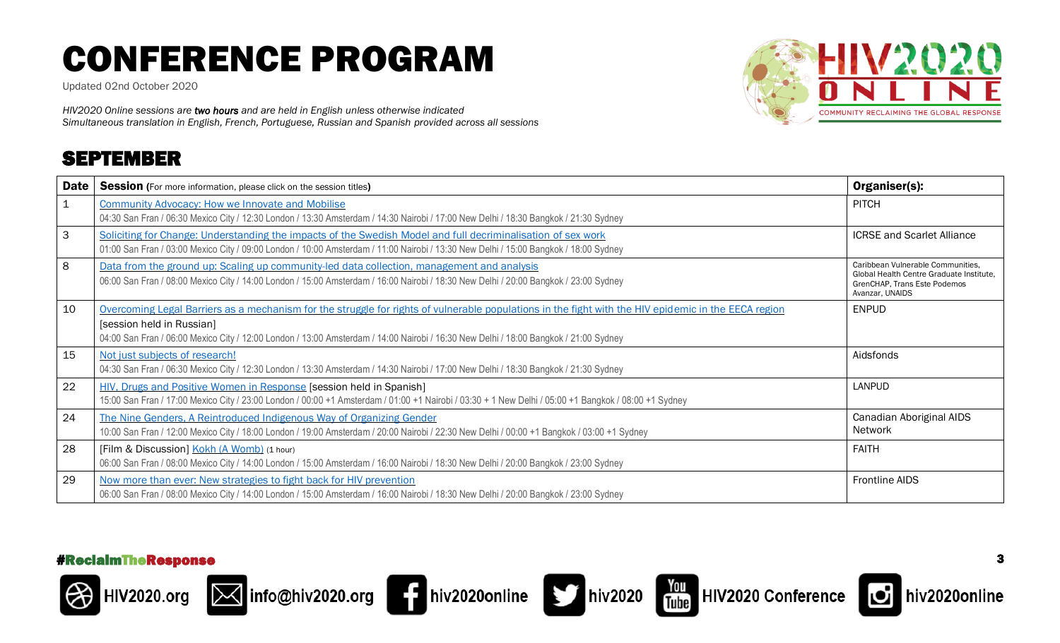# CONFERENCE PROGRAM

Updated 02nd October 2020

*HIV2020 Online sessions are **two hours** and are held in English unless otherwise indicated*
*Simultaneous translation in English, French, Portuguese, Russian and Spanish provided across all sessions*

HIV2020 ONLINE
COMMUNITY RECLAIMING THE GLOBAL RESPONSE

## SEPTEMBER

| Date | Session (For more information, please click on the session titles) | Organiser(s): |
|---|---|---|
| 1 | Community Advocacy: How we Innovate and Mobilise<br>04:30 San Fran / 06:30 Mexico City / 12:30 London / 13:30 Amsterdam / 14:30 Nairobi / 17:00 New Delhi / 18:30 Bangkok / 21:30 Sydney | PITCH |
| 3 | Soliciting for Change: Understanding the impacts of the Swedish Model and full decriminalisation of sex work<br>01:00 San Fran / 03:00 Mexico City / 09:00 London / 10:00 Amsterdam / 11:00 Nairobi / 13:30 New Delhi / 15:00 Bangkok / 18:00 Sydney | ICRSE and Scarlet Alliance |
| 8 | Data from the ground up: Scaling up community-led data collection, management and analysis<br>06:00 San Fran / 08:00 Mexico City / 14:00 London / 15:00 Amsterdam / 16:00 Nairobi / 18:30 New Delhi / 20:00 Bangkok / 23:00 Sydney | Caribbean Vulnerable Communities, Global Health Centre Graduate Institute, GrenCHAP, Trans Este Podemos Avanzar, UNAIDS |
| 10 | Overcoming Legal Barriers as a mechanism for the struggle for rights of vulnerable populations in the fight with the HIV epidemic in the EECA region<br>[session held in Russian]<br>04:00 San Fran / 06:00 Mexico City / 12:00 London / 13:00 Amsterdam / 14:00 Nairobi / 16:30 New Delhi / 18:00 Bangkok / 21:00 Sydney | ENPUD |
| 15 | Not just subjects of research!<br>04:30 San Fran / 06:30 Mexico City / 12:30 London / 13:30 Amsterdam / 14:30 Nairobi / 17:00 New Delhi / 18:30 Bangkok / 21:30 Sydney | Aidsfonds |
| 22 | HIV, Drugs and Positive Women in Response [session held in Spanish]<br>15:00 San Fran / 17:00 Mexico City / 23:00 London / 00:00 +1 Amsterdam / 01:00 +1 Nairobi / 03:30 + 1 New Delhi / 05:00 +1 Bangkok / 08:00 +1 Sydney | LANPUD |
| 24 | The Nine Genders, A Reintroduced Indigenous Way of Organizing Gender<br>10:00 San Fran / 12:00 Mexico City / 18:00 London / 19:00 Amsterdam / 20:00 Nairobi / 22:30 New Delhi / 00:00 +1 Bangkok / 03:00 +1 Sydney | Canadian Aboriginal AIDS Network |
| 28 | [Film & Discussion] Kokh (A Womb) (1 hour)<br>06:00 San Fran / 08:00 Mexico City / 14:00 London / 15:00 Amsterdam / 16:00 Nairobi / 18:30 New Delhi / 20:00 Bangkok / 23:00 Sydney | FAITH |
| 29 | Now more than ever: New strategies to fight back for HIV prevention<br>06:00 San Fran / 08:00 Mexico City / 14:00 London / 15:00 Amsterdam / 16:00 Nairobi / 18:30 New Delhi / 20:00 Bangkok / 23:00 Sydney | Frontline AIDS |

#ReclaimTheResponse

HIV2020.org | info@hiv2020.org | hiv2020online | hiv2020 | HIV2020 Conference | hiv2020online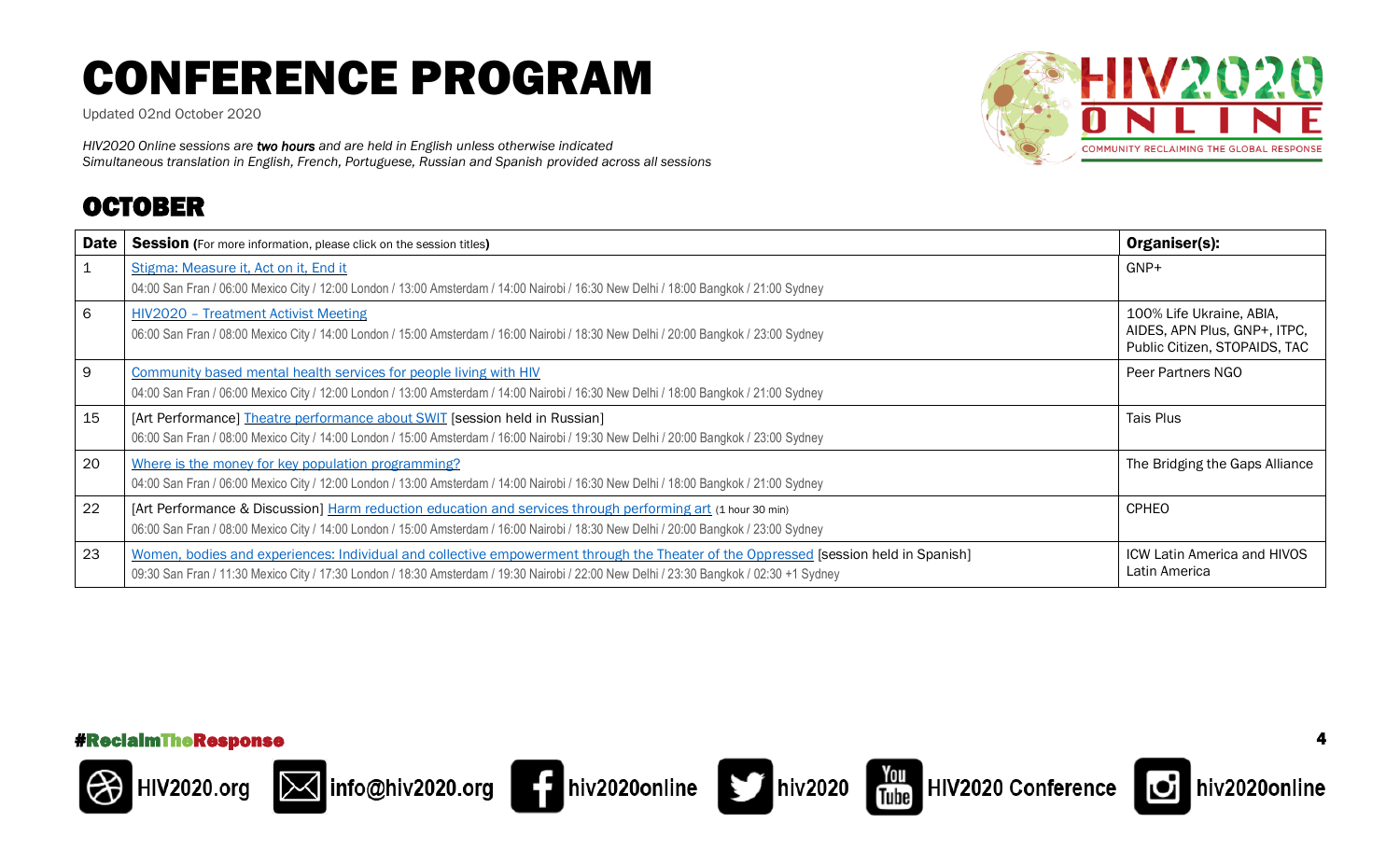# CONFERENCE PROGRAM

Updated 02nd October 2020

*HIV2020 Online sessions are **two hours** and are held in English unless otherwise indicated*
*Simultaneous translation in English, French, Portuguese, Russian and Spanish provided across all sessions*

## OCTOBER

| Date | Session (For more information, please click on the session titles) | Organiser(s): |
|---|---|---|
| 1 | Stigma: Measure it, Act on it, End it<br>04:00 San Fran / 06:00 Mexico City / 12:00 London / 13:00 Amsterdam / 14:00 Nairobi / 16:30 New Delhi / 18:00 Bangkok / 21:00 Sydney | GNP+ |
| 6 | HIV2020 – Treatment Activist Meeting<br>06:00 San Fran / 08:00 Mexico City / 14:00 London / 15:00 Amsterdam / 16:00 Nairobi / 18:30 New Delhi / 20:00 Bangkok / 23:00 Sydney | 100% Life Ukraine, ABIA, AIDES, APN Plus, GNP+, ITPC, Public Citizen, STOPAIDS, TAC |
| 9 | Community based mental health services for people living with HIV<br>04:00 San Fran / 06:00 Mexico City / 12:00 London / 13:00 Amsterdam / 14:00 Nairobi / 16:30 New Delhi / 18:00 Bangkok / 21:00 Sydney | Peer Partners NGO |
| 15 | [Art Performance] Theatre performance about SWIT [session held in Russian]<br>06:00 San Fran / 08:00 Mexico City / 14:00 London / 15:00 Amsterdam / 16:00 Nairobi / 19:30 New Delhi / 20:00 Bangkok / 23:00 Sydney | Tais Plus |
| 20 | Where is the money for key population programming?<br>04:00 San Fran / 06:00 Mexico City / 12:00 London / 13:00 Amsterdam / 14:00 Nairobi / 16:30 New Delhi / 18:00 Bangkok / 21:00 Sydney | The Bridging the Gaps Alliance |
| 22 | [Art Performance & Discussion] Harm reduction education and services through performing art (1 hour 30 min)<br>06:00 San Fran / 08:00 Mexico City / 14:00 London / 15:00 Amsterdam / 16:00 Nairobi / 18:30 New Delhi / 20:00 Bangkok / 23:00 Sydney | CPHEO |
| 23 | Women, bodies and experiences: Individual and collective empowerment through the Theater of the Oppressed [session held in Spanish]<br>09:30 San Fran / 11:30 Mexico City / 17:30 London / 18:30 Amsterdam / 19:30 Nairobi / 22:00 New Delhi / 23:30 Bangkok / 02:30 +1 Sydney | ICW Latin America and HIVOS Latin America |

#ReclaimTheResponse

HIV2020.org | info@hiv2020.org | hiv2020online | hiv2020 | HIV2020 Conference | hiv2020online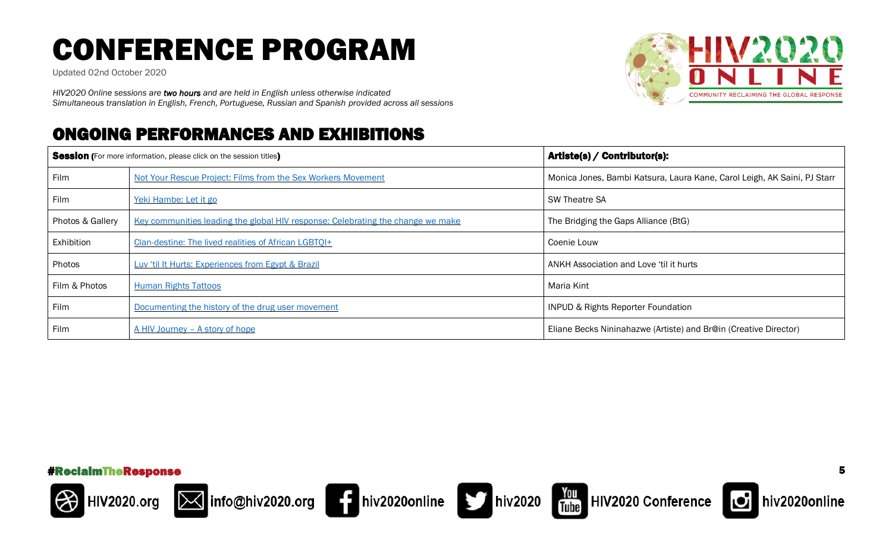# CONFERENCE PROGRAM

Updated 02nd October 2020

*HIV2020 Online sessions are **two hours** and are held in English unless otherwise indicated*
*Simultaneous translation in English, French, Portuguese, Russian and Spanish provided across all sessions*

## ONGOING PERFORMANCES AND EXHIBITIONS

| **Session** (For more information, please click on the session titles) | | **Artiste(s) / Contributor(s):** |
|---|---|---|
| Film | Not Your Rescue Project: Films from the Sex Workers Movement | Monica Jones, Bambi Katsura, Laura Kane, Carol Leigh, AK Saini, PJ Starr |
| Film | Yeki Hambe: Let it go | SW Theatre SA |
| Photos & Gallery | Key communities leading the global HIV response: Celebrating the change we make | The Bridging the Gaps Alliance (BtG) |
| Exhibition | Clan-destine: The lived realities of African LGBTQI+ | Coenie Louw |
| Photos | Luv 'til It Hurts: Experiences from Egypt & Brazil | ANKH Association and Love 'til it hurts |
| Film & Photos | Human Rights Tattoos | Maria Kint |
| Film | Documenting the history of the drug user movement | INPUD & Rights Reporter Foundation |
| Film | A HIV Journey – A story of hope | Eliane Becks Nininahazwe (Artiste) and Br@in (Creative Director) |

#ReclaimTheResponse

HIV2020.org | info@hiv2020.org | hiv2020online | hiv2020 | HIV2020 Conference | hiv2020online